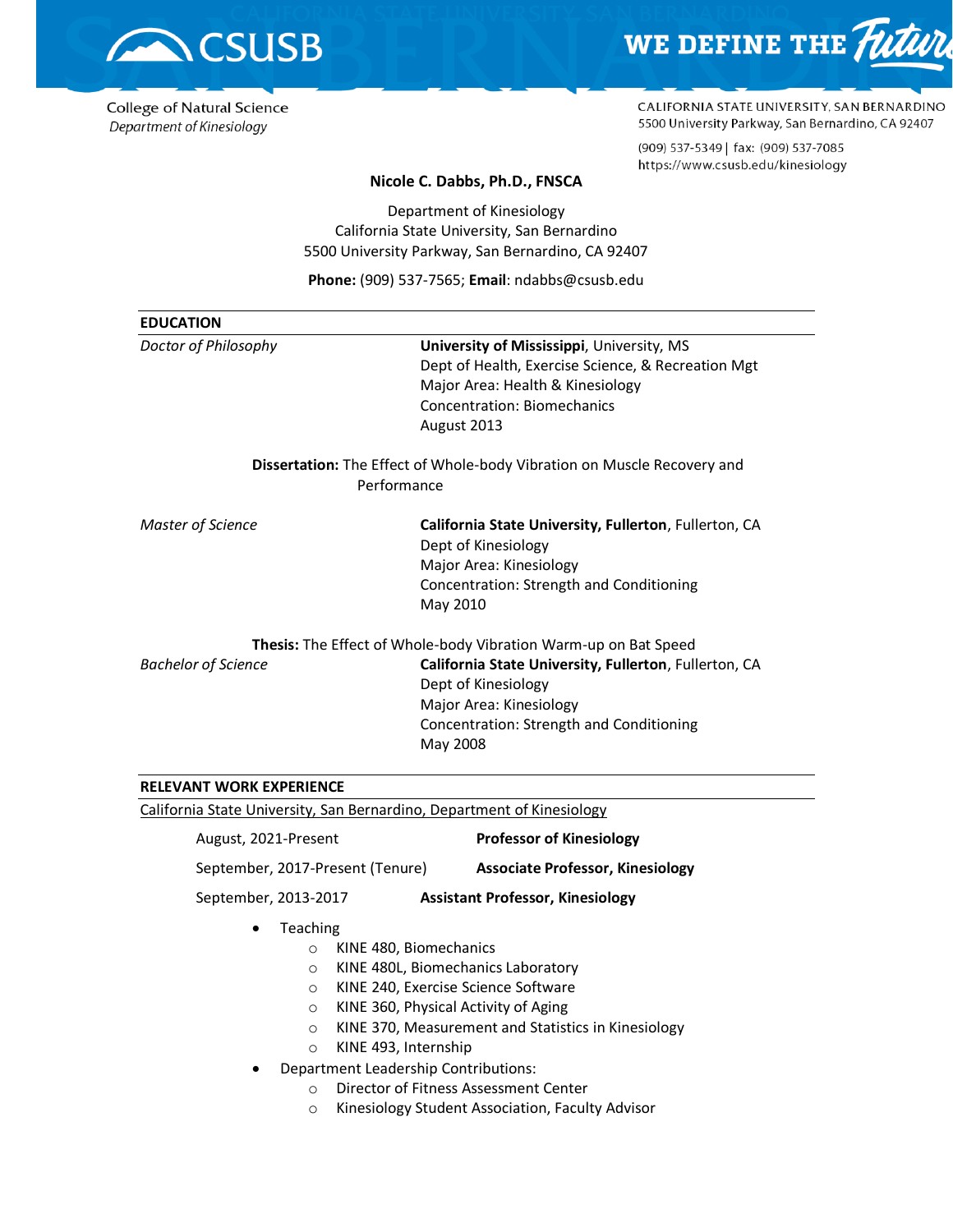College of Natural Science
*Department of Kinesiology*

CALIFORNIA STATE UNIVERSITY, SAN BERNARDINO
5500 University Parkway, San Bernardino, CA 92407

(909) 537-5349 | fax: (909) 537-7085
https://www.csusb.edu/kinesiology

**Nicole C. Dabbs, Ph.D., FNSCA**

Department of Kinesiology
California State University, San Bernardino
5500 University Parkway, San Bernardino, CA 92407

**Phone:** (909) 537-7565; **Email**: ndabbs@csusb.edu

## EDUCATION

*Doctor of Philosophy*
**University of Mississippi**, University, MS
Dept of Health, Exercise Science, & Recreation Mgt
Major Area: Health & Kinesiology
Concentration: Biomechanics
August 2013

**Dissertation:** The Effect of Whole-body Vibration on Muscle Recovery and Performance

*Master of Science*
**California State University, Fullerton**, Fullerton, CA
Dept of Kinesiology
Major Area: Kinesiology
Concentration: Strength and Conditioning
May 2010

**Thesis:** The Effect of Whole-body Vibration Warm-up on Bat Speed

*Bachelor of Science*
**California State University, Fullerton**, Fullerton, CA
Dept of Kinesiology
Major Area: Kinesiology
Concentration: Strength and Conditioning
May 2008

## RELEVANT WORK EXPERIENCE

California State University, San Bernardino, Department of Kinesiology

| | |
|---|---|
| August, 2021-Present | **Professor of Kinesiology** |
| September, 2017-Present (Tenure) | **Associate Professor, Kinesiology** |
| September, 2013-2017 | **Assistant Professor, Kinesiology** |

- Teaching
    - KINE 480, Biomechanics
    - KINE 480L, Biomechanics Laboratory
    - KINE 240, Exercise Science Software
    - KINE 360, Physical Activity of Aging
    - KINE 370, Measurement and Statistics in Kinesiology
    - KINE 493, Internship
- Department Leadership Contributions:
    - Director of Fitness Assessment Center
    - Kinesiology Student Association, Faculty Advisor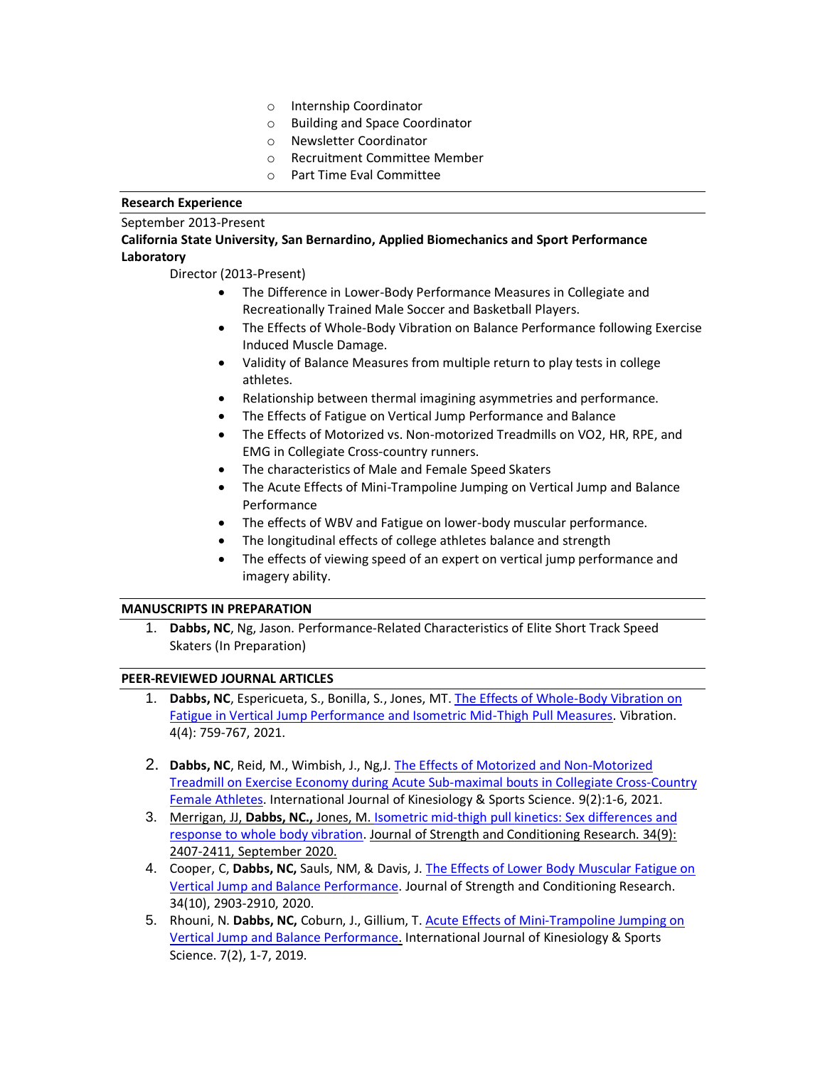- Internship Coordinator
- Building and Space Coordinator
- Newsletter Coordinator
- Recruitment Committee Member
- Part Time Eval Committee

## Research Experience

September 2013-Present

**California State University, San Bernardino, Applied Biomechanics and Sport Performance Laboratory**

Director (2013-Present)

- The Difference in Lower-Body Performance Measures in Collegiate and Recreationally Trained Male Soccer and Basketball Players.
- The Effects of Whole-Body Vibration on Balance Performance following Exercise Induced Muscle Damage.
- Validity of Balance Measures from multiple return to play tests in college athletes.
- Relationship between thermal imagining asymmetries and performance.
- The Effects of Fatigue on Vertical Jump Performance and Balance
- The Effects of Motorized vs. Non-motorized Treadmills on VO2, HR, RPE, and EMG in Collegiate Cross-country runners.
- The characteristics of Male and Female Speed Skaters
- The Acute Effects of Mini-Trampoline Jumping on Vertical Jump and Balance Performance
- The effects of WBV and Fatigue on lower-body muscular performance.
- The longitudinal effects of college athletes balance and strength
- The effects of viewing speed of an expert on vertical jump performance and imagery ability.

## MANUSCRIPTS IN PREPARATION

1. **Dabbs, NC**, Ng, Jason. Performance-Related Characteristics of Elite Short Track Speed Skaters (In Preparation)

## PEER-REVIEWED JOURNAL ARTICLES

1. **Dabbs, NC**, Espericueta, S., Bonilla, S., Jones, MT. The Effects of Whole-Body Vibration on Fatigue in Vertical Jump Performance and Isometric Mid-Thigh Pull Measures. Vibration. 4(4): 759-767, 2021.

2. **Dabbs, NC**, Reid, M., Wimbish, J., Ng,J. The Effects of Motorized and Non-Motorized Treadmill on Exercise Economy during Acute Sub-maximal bouts in Collegiate Cross-Country Female Athletes. International Journal of Kinesiology & Sports Science. 9(2):1-6, 2021.
3. Merrigan, JJ, **Dabbs, NC.,** Jones, M. Isometric mid-thigh pull kinetics: Sex differences and response to whole body vibration. Journal of Strength and Conditioning Research. 34(9): 2407-2411, September 2020.
4. Cooper, C, **Dabbs, NC,** Sauls, NM, & Davis, J. The Effects of Lower Body Muscular Fatigue on Vertical Jump and Balance Performance. Journal of Strength and Conditioning Research. 34(10), 2903-2910, 2020.
5. Rhouni, N. **Dabbs, NC,** Coburn, J., Gillium, T. Acute Effects of Mini-Trampoline Jumping on Vertical Jump and Balance Performance. International Journal of Kinesiology & Sports Science. 7(2), 1-7, 2019.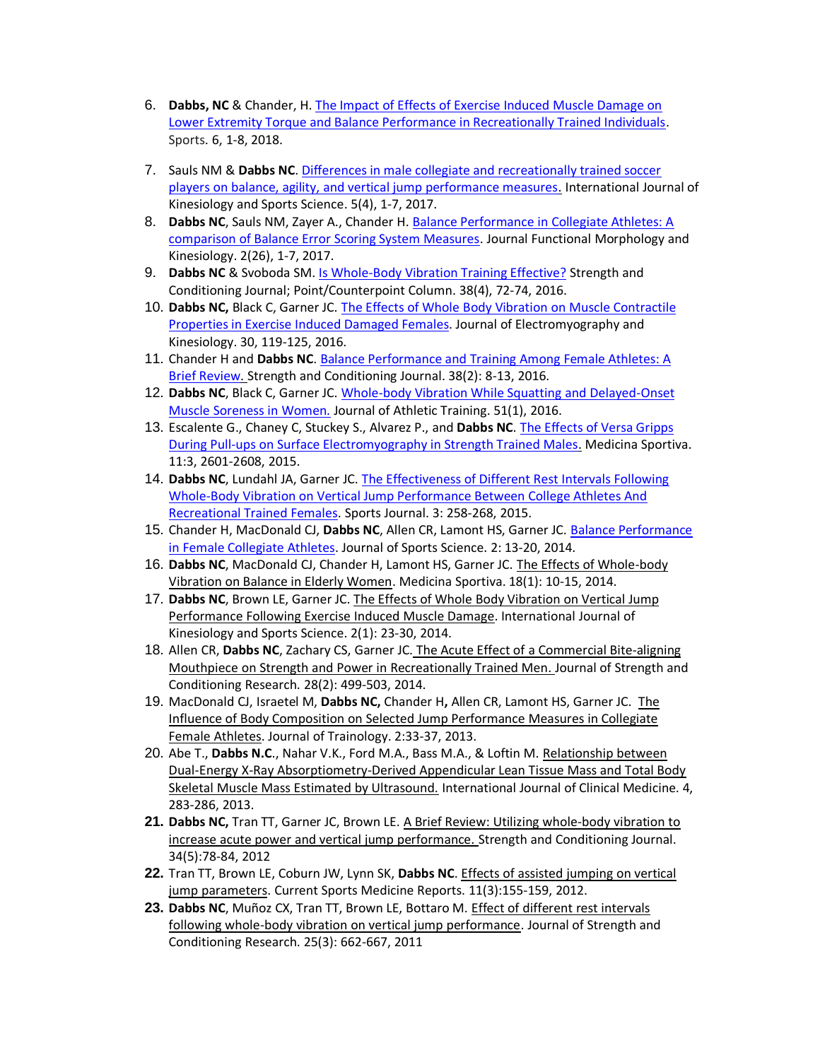6. **Dabbs, NC** & Chander, H. The Impact of Effects of Exercise Induced Muscle Damage on Lower Extremity Torque and Balance Performance in Recreationally Trained Individuals. Sports. 6, 1-8, 2018.

7. Sauls NM & **Dabbs NC**. Differences in male collegiate and recreationally trained soccer players on balance, agility, and vertical jump performance measures. International Journal of Kinesiology and Sports Science. 5(4), 1-7, 2017.
8. **Dabbs NC**, Sauls NM, Zayer A., Chander H. Balance Performance in Collegiate Athletes: A comparison of Balance Error Scoring System Measures. Journal Functional Morphology and Kinesiology. 2(26), 1-7, 2017.
9. **Dabbs NC** & Svoboda SM. Is Whole-Body Vibration Training Effective? Strength and Conditioning Journal; Point/Counterpoint Column. 38(4), 72-74, 2016.
10. **Dabbs NC,** Black C, Garner JC. The Effects of Whole Body Vibration on Muscle Contractile Properties in Exercise Induced Damaged Females. Journal of Electromyography and Kinesiology. 30, 119-125, 2016.
11. Chander H and **Dabbs NC**. Balance Performance and Training Among Female Athletes: A Brief Review. Strength and Conditioning Journal. 38(2): 8-13, 2016.
12. **Dabbs NC**, Black C, Garner JC. Whole-body Vibration While Squatting and Delayed-Onset Muscle Soreness in Women. Journal of Athletic Training. 51(1), 2016.
13. Escalente G., Chaney C, Stuckey S., Alvarez P., and **Dabbs NC**. The Effects of Versa Gripps During Pull-ups on Surface Electromyography in Strength Trained Males. Medicina Sportiva. 11:3, 2601-2608, 2015.
14. **Dabbs NC**, Lundahl JA, Garner JC. The Effectiveness of Different Rest Intervals Following Whole-Body Vibration on Vertical Jump Performance Between College Athletes And Recreational Trained Females. Sports Journal. 3: 258-268, 2015.
15. Chander H, MacDonald CJ, **Dabbs NC**, Allen CR, Lamont HS, Garner JC. Balance Performance in Female Collegiate Athletes. Journal of Sports Science. 2: 13-20, 2014.
16. **Dabbs NC**, MacDonald CJ, Chander H, Lamont HS, Garner JC. The Effects of Whole-body Vibration on Balance in Elderly Women. Medicina Sportiva. 18(1): 10-15, 2014.
17. **Dabbs NC**, Brown LE, Garner JC. The Effects of Whole Body Vibration on Vertical Jump Performance Following Exercise Induced Muscle Damage. International Journal of Kinesiology and Sports Science. 2(1): 23-30, 2014.
18. Allen CR, **Dabbs NC**, Zachary CS, Garner JC. The Acute Effect of a Commercial Bite-aligning Mouthpiece on Strength and Power in Recreationally Trained Men. Journal of Strength and Conditioning Research. 28(2): 499-503, 2014.
19. MacDonald CJ, Israetel M, **Dabbs NC,** Chander H**,** Allen CR, Lamont HS, Garner JC. The Influence of Body Composition on Selected Jump Performance Measures in Collegiate Female Athletes. Journal of Trainology. 2:33-37, 2013.
20. Abe T., **Dabbs N.C.**, Nahar V.K., Ford M.A., Bass M.A., & Loftin M. Relationship between Dual-Energy X-Ray Absorptiometry-Derived Appendicular Lean Tissue Mass and Total Body Skeletal Muscle Mass Estimated by Ultrasound. International Journal of Clinical Medicine. 4, 283-286, 2013.
21. **Dabbs NC,** Tran TT, Garner JC, Brown LE. A Brief Review: Utilizing whole-body vibration to increase acute power and vertical jump performance. Strength and Conditioning Journal. 34(5):78-84, 2012
22. Tran TT, Brown LE, Coburn JW, Lynn SK, **Dabbs NC**. Effects of assisted jumping on vertical jump parameters. Current Sports Medicine Reports. 11(3):155-159, 2012.
23. **Dabbs NC**, Muñoz CX, Tran TT, Brown LE, Bottaro M. Effect of different rest intervals following whole-body vibration on vertical jump performance. Journal of Strength and Conditioning Research. 25(3): 662-667, 2011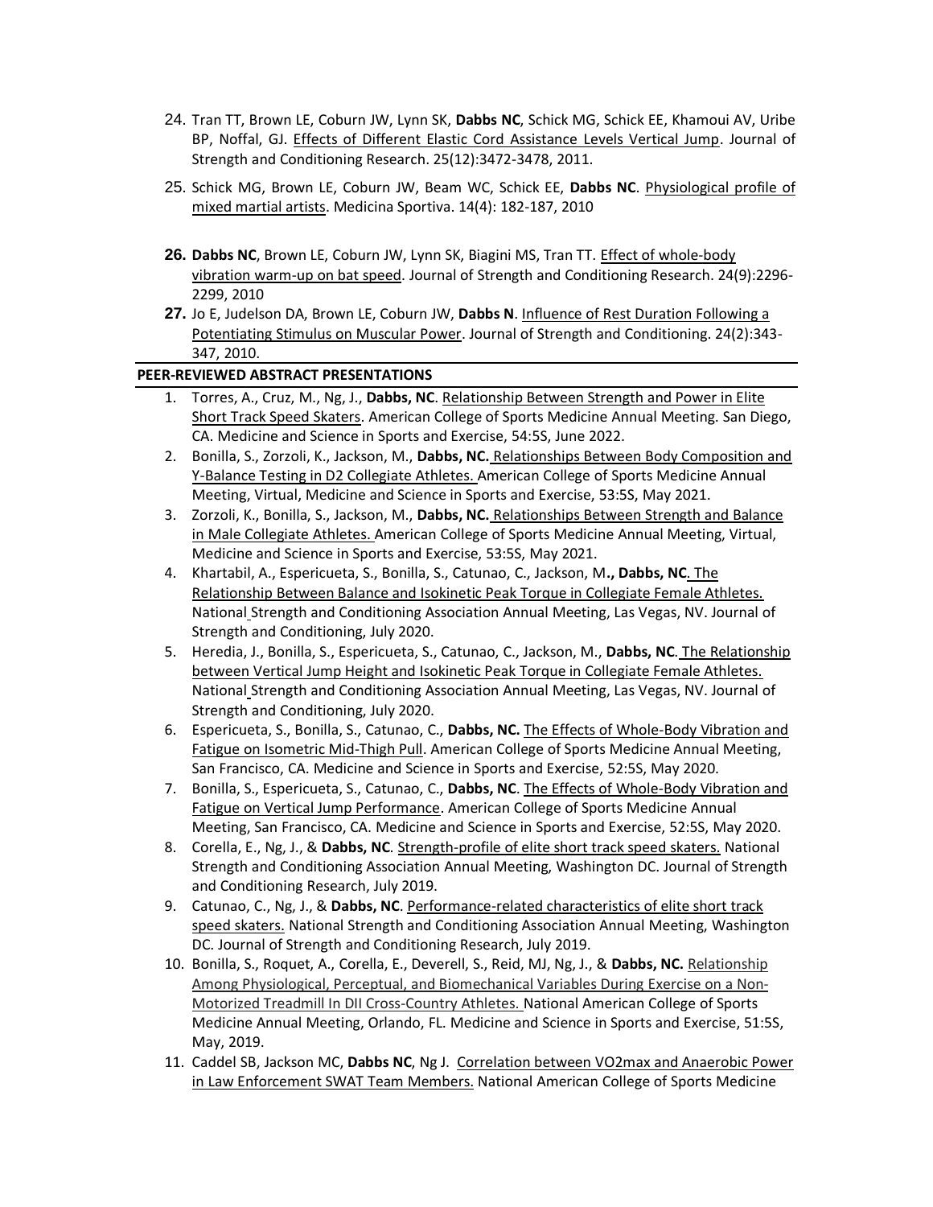24. Tran TT, Brown LE, Coburn JW, Lynn SK, **Dabbs NC**, Schick MG, Schick EE, Khamoui AV, Uribe BP, Noffal, GJ. Effects of Different Elastic Cord Assistance Levels Vertical Jump. Journal of Strength and Conditioning Research. 25(12):3472-3478, 2011.
25. Schick MG, Brown LE, Coburn JW, Beam WC, Schick EE, **Dabbs NC**. Physiological profile of mixed martial artists. Medicina Sportiva. 14(4): 182-187, 2010
26. **Dabbs NC**, Brown LE, Coburn JW, Lynn SK, Biagini MS, Tran TT. Effect of whole-body vibration warm-up on bat speed. Journal of Strength and Conditioning Research. 24(9):2296-2299, 2010
27. Jo E, Judelson DA, Brown LE, Coburn JW, **Dabbs N**. Influence of Rest Duration Following a Potentiating Stimulus on Muscular Power. Journal of Strength and Conditioning. 24(2):343-347, 2010.

**PEER-REVIEWED ABSTRACT PRESENTATIONS**

1. Torres, A., Cruz, M., Ng, J., **Dabbs, NC**. Relationship Between Strength and Power in Elite Short Track Speed Skaters. American College of Sports Medicine Annual Meeting. San Diego, CA. Medicine and Science in Sports and Exercise, 54:5S, June 2022.
2. Bonilla, S., Zorzoli, K., Jackson, M., **Dabbs, NC.** Relationships Between Body Composition and Y-Balance Testing in D2 Collegiate Athletes. American College of Sports Medicine Annual Meeting, Virtual, Medicine and Science in Sports and Exercise, 53:5S, May 2021.
3. Zorzoli, K., Bonilla, S., Jackson, M., **Dabbs, NC.** Relationships Between Strength and Balance in Male Collegiate Athletes. American College of Sports Medicine Annual Meeting, Virtual, Medicine and Science in Sports and Exercise, 53:5S, May 2021.
4. Khartabil, A., Espericueta, S., Bonilla, S., Catunao, C., Jackson, M**., Dabbs, NC**. The Relationship Between Balance and Isokinetic Peak Torque in Collegiate Female Athletes. National Strength and Conditioning Association Annual Meeting, Las Vegas, NV. Journal of Strength and Conditioning, July 2020.
5. Heredia, J., Bonilla, S., Espericueta, S., Catunao, C., Jackson, M., **Dabbs, NC**. The Relationship between Vertical Jump Height and Isokinetic Peak Torque in Collegiate Female Athletes. National Strength and Conditioning Association Annual Meeting, Las Vegas, NV. Journal of Strength and Conditioning, July 2020.
6. Espericueta, S., Bonilla, S., Catunao, C., **Dabbs, NC.** The Effects of Whole-Body Vibration and Fatigue on Isometric Mid-Thigh Pull. American College of Sports Medicine Annual Meeting, San Francisco, CA. Medicine and Science in Sports and Exercise, 52:5S, May 2020.
7. Bonilla, S., Espericueta, S., Catunao, C., **Dabbs, NC**. The Effects of Whole-Body Vibration and Fatigue on Vertical Jump Performance. American College of Sports Medicine Annual Meeting, San Francisco, CA. Medicine and Science in Sports and Exercise, 52:5S, May 2020.
8. Corella, E., Ng, J., & **Dabbs, NC**. Strength-profile of elite short track speed skaters. National Strength and Conditioning Association Annual Meeting, Washington DC. Journal of Strength and Conditioning Research, July 2019.
9. Catunao, C., Ng, J., & **Dabbs, NC**. Performance-related characteristics of elite short track speed skaters. National Strength and Conditioning Association Annual Meeting, Washington DC. Journal of Strength and Conditioning Research, July 2019.
10. Bonilla, S., Roquet, A., Corella, E., Deverell, S., Reid, MJ, Ng, J., & **Dabbs, NC.** Relationship Among Physiological, Perceptual, and Biomechanical Variables During Exercise on a Non-Motorized Treadmill In DII Cross-Country Athletes. National American College of Sports Medicine Annual Meeting, Orlando, FL. Medicine and Science in Sports and Exercise, 51:5S, May, 2019.
11. Caddel SB, Jackson MC, **Dabbs NC**, Ng J. Correlation between VO2max and Anaerobic Power in Law Enforcement SWAT Team Members. National American College of Sports Medicine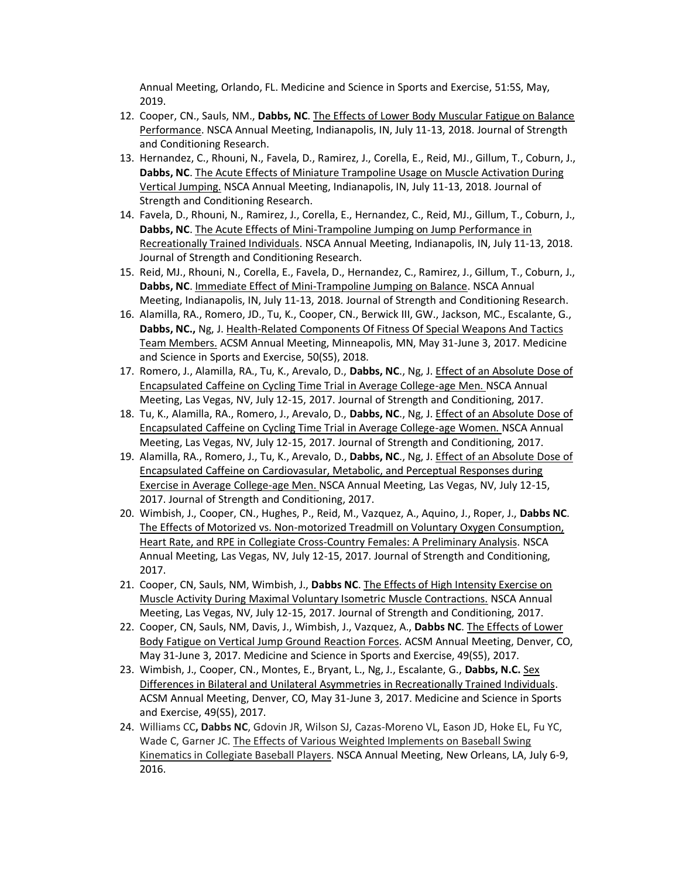Annual Meeting, Orlando, FL. Medicine and Science in Sports and Exercise, 51:5S, May, 2019.

12. Cooper, CN., Sauls, NM., **Dabbs, NC**. The Effects of Lower Body Muscular Fatigue on Balance Performance. NSCA Annual Meeting, Indianapolis, IN, July 11-13, 2018. Journal of Strength and Conditioning Research.
13. Hernandez, C., Rhouni, N., Favela, D., Ramirez, J., Corella, E., Reid, MJ., Gillum, T., Coburn, J., **Dabbs, NC**. The Acute Effects of Miniature Trampoline Usage on Muscle Activation During Vertical Jumping. NSCA Annual Meeting, Indianapolis, IN, July 11-13, 2018. Journal of Strength and Conditioning Research.
14. Favela, D., Rhouni, N., Ramirez, J., Corella, E., Hernandez, C., Reid, MJ., Gillum, T., Coburn, J., **Dabbs, NC**. The Acute Effects of Mini-Trampoline Jumping on Jump Performance in Recreationally Trained Individuals. NSCA Annual Meeting, Indianapolis, IN, July 11-13, 2018. Journal of Strength and Conditioning Research.
15. Reid, MJ., Rhouni, N., Corella, E., Favela, D., Hernandez, C., Ramirez, J., Gillum, T., Coburn, J., **Dabbs, NC**. Immediate Effect of Mini-Trampoline Jumping on Balance. NSCA Annual Meeting, Indianapolis, IN, July 11-13, 2018. Journal of Strength and Conditioning Research.
16. Alamilla, RA., Romero, JD., Tu, K., Cooper, CN., Berwick III, GW., Jackson, MC., Escalante, G., **Dabbs, NC.,** Ng, J. Health-Related Components Of Fitness Of Special Weapons And Tactics Team Members. ACSM Annual Meeting, Minneapolis, MN, May 31-June 3, 2017. Medicine and Science in Sports and Exercise, 50(S5), 2018.
17. Romero, J., Alamilla, RA., Tu, K., Arevalo, D., **Dabbs, NC**., Ng, J. Effect of an Absolute Dose of Encapsulated Caffeine on Cycling Time Trial in Average College-age Men. NSCA Annual Meeting, Las Vegas, NV, July 12-15, 2017. Journal of Strength and Conditioning, 2017.
18. Tu, K., Alamilla, RA., Romero, J., Arevalo, D., **Dabbs, NC**., Ng, J. Effect of an Absolute Dose of Encapsulated Caffeine on Cycling Time Trial in Average College-age Women. NSCA Annual Meeting, Las Vegas, NV, July 12-15, 2017. Journal of Strength and Conditioning, 2017.
19. Alamilla, RA., Romero, J., Tu, K., Arevalo, D., **Dabbs, NC**., Ng, J. Effect of an Absolute Dose of Encapsulated Caffeine on Cardiovasular, Metabolic, and Perceptual Responses during Exercise in Average College-age Men. NSCA Annual Meeting, Las Vegas, NV, July 12-15, 2017. Journal of Strength and Conditioning, 2017.
20. Wimbish, J., Cooper, CN., Hughes, P., Reid, M., Vazquez, A., Aquino, J., Roper, J., **Dabbs NC**. The Effects of Motorized vs. Non-motorized Treadmill on Voluntary Oxygen Consumption, Heart Rate, and RPE in Collegiate Cross-Country Females: A Preliminary Analysis. NSCA Annual Meeting, Las Vegas, NV, July 12-15, 2017. Journal of Strength and Conditioning, 2017.
21. Cooper, CN, Sauls, NM, Wimbish, J., **Dabbs NC**. The Effects of High Intensity Exercise on Muscle Activity During Maximal Voluntary Isometric Muscle Contractions. NSCA Annual Meeting, Las Vegas, NV, July 12-15, 2017. Journal of Strength and Conditioning, 2017.
22. Cooper, CN, Sauls, NM, Davis, J., Wimbish, J., Vazquez, A., **Dabbs NC**. The Effects of Lower Body Fatigue on Vertical Jump Ground Reaction Forces. ACSM Annual Meeting, Denver, CO, May 31-June 3, 2017. Medicine and Science in Sports and Exercise, 49(S5), 2017.
23. Wimbish, J., Cooper, CN., Montes, E., Bryant, L., Ng, J., Escalante, G., **Dabbs, N.C.** Sex Differences in Bilateral and Unilateral Asymmetries in Recreationally Trained Individuals. ACSM Annual Meeting, Denver, CO, May 31-June 3, 2017. Medicine and Science in Sports and Exercise, 49(S5), 2017.
24. Williams CC**, Dabbs NC**, Gdovin JR, Wilson SJ, Cazas-Moreno VL, Eason JD, Hoke EL, Fu YC, Wade C, Garner JC. The Effects of Various Weighted Implements on Baseball Swing Kinematics in Collegiate Baseball Players. NSCA Annual Meeting, New Orleans, LA, July 6-9, 2016.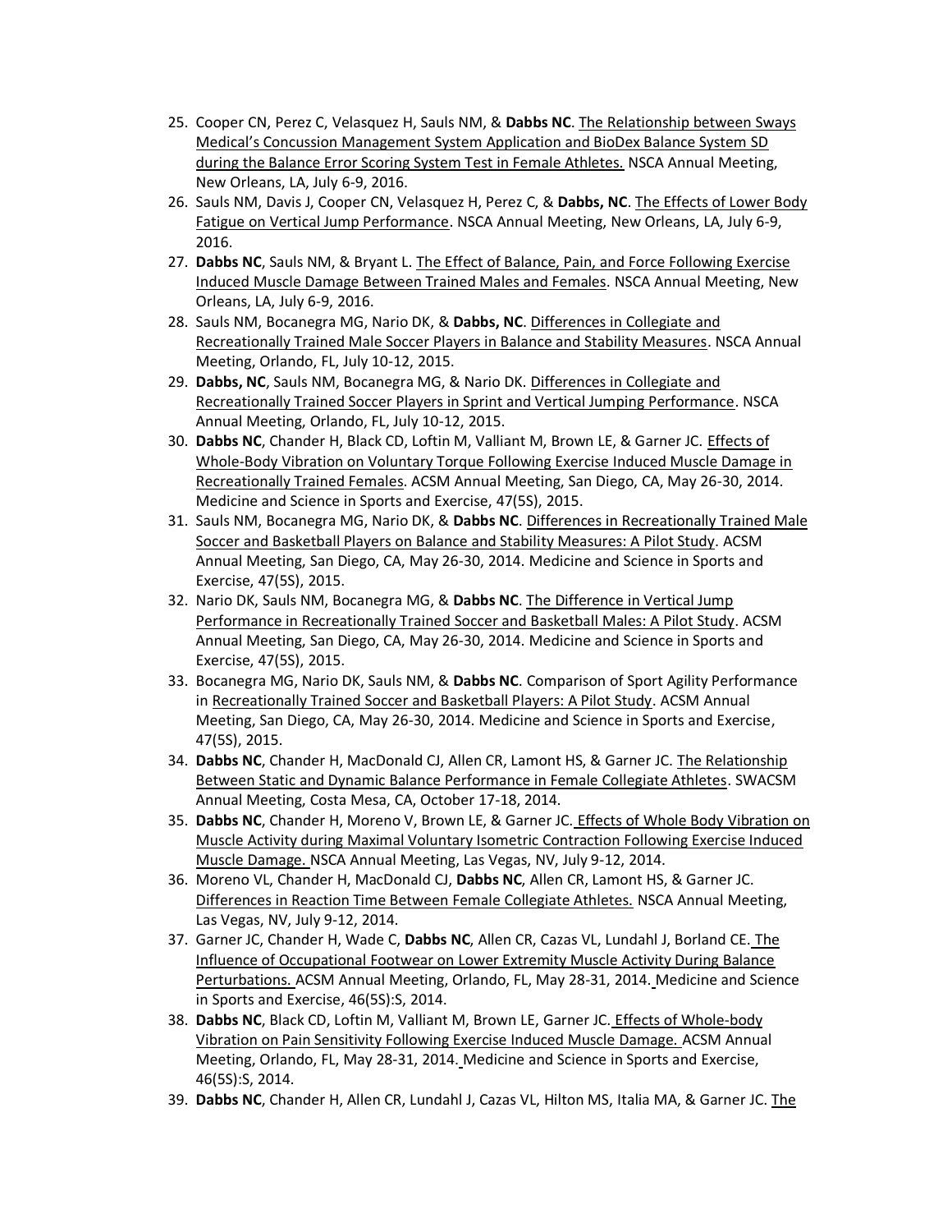25. Cooper CN, Perez C, Velasquez H, Sauls NM, & **Dabbs NC**. The Relationship between Sways Medical's Concussion Management System Application and BioDex Balance System SD during the Balance Error Scoring System Test in Female Athletes. NSCA Annual Meeting, New Orleans, LA, July 6-9, 2016.
26. Sauls NM, Davis J, Cooper CN, Velasquez H, Perez C, & **Dabbs, NC**. The Effects of Lower Body Fatigue on Vertical Jump Performance. NSCA Annual Meeting, New Orleans, LA, July 6-9, 2016.
27. **Dabbs NC**, Sauls NM, & Bryant L. The Effect of Balance, Pain, and Force Following Exercise Induced Muscle Damage Between Trained Males and Females. NSCA Annual Meeting, New Orleans, LA, July 6-9, 2016.
28. Sauls NM, Bocanegra MG, Nario DK, & **Dabbs, NC**. Differences in Collegiate and Recreationally Trained Male Soccer Players in Balance and Stability Measures. NSCA Annual Meeting, Orlando, FL, July 10-12, 2015.
29. **Dabbs, NC**, Sauls NM, Bocanegra MG, & Nario DK. Differences in Collegiate and Recreationally Trained Soccer Players in Sprint and Vertical Jumping Performance. NSCA Annual Meeting, Orlando, FL, July 10-12, 2015.
30. **Dabbs NC**, Chander H, Black CD, Loftin M, Valliant M, Brown LE, & Garner JC. Effects of Whole-Body Vibration on Voluntary Torque Following Exercise Induced Muscle Damage in Recreationally Trained Females. ACSM Annual Meeting, San Diego, CA, May 26-30, 2014. Medicine and Science in Sports and Exercise, 47(5S), 2015.
31. Sauls NM, Bocanegra MG, Nario DK, & **Dabbs NC**. Differences in Recreationally Trained Male Soccer and Basketball Players on Balance and Stability Measures: A Pilot Study. ACSM Annual Meeting, San Diego, CA, May 26-30, 2014. Medicine and Science in Sports and Exercise, 47(5S), 2015.
32. Nario DK, Sauls NM, Bocanegra MG, & **Dabbs NC**. The Difference in Vertical Jump Performance in Recreationally Trained Soccer and Basketball Males: A Pilot Study. ACSM Annual Meeting, San Diego, CA, May 26-30, 2014. Medicine and Science in Sports and Exercise, 47(5S), 2015.
33. Bocanegra MG, Nario DK, Sauls NM, & **Dabbs NC**. Comparison of Sport Agility Performance in Recreationally Trained Soccer and Basketball Players: A Pilot Study. ACSM Annual Meeting, San Diego, CA, May 26-30, 2014. Medicine and Science in Sports and Exercise, 47(5S), 2015.
34. **Dabbs NC**, Chander H, MacDonald CJ, Allen CR, Lamont HS, & Garner JC. The Relationship Between Static and Dynamic Balance Performance in Female Collegiate Athletes. SWACSM Annual Meeting, Costa Mesa, CA, October 17-18, 2014.
35. **Dabbs NC**, Chander H, Moreno V, Brown LE, & Garner JC. Effects of Whole Body Vibration on Muscle Activity during Maximal Voluntary Isometric Contraction Following Exercise Induced Muscle Damage. NSCA Annual Meeting, Las Vegas, NV, July 9-12, 2014.
36. Moreno VL, Chander H, MacDonald CJ, **Dabbs NC**, Allen CR, Lamont HS, & Garner JC. Differences in Reaction Time Between Female Collegiate Athletes. NSCA Annual Meeting, Las Vegas, NV, July 9-12, 2014.
37. Garner JC, Chander H, Wade C, **Dabbs NC**, Allen CR, Cazas VL, Lundahl J, Borland CE. The Influence of Occupational Footwear on Lower Extremity Muscle Activity During Balance Perturbations. ACSM Annual Meeting, Orlando, FL, May 28-31, 2014. Medicine and Science in Sports and Exercise, 46(5S):S, 2014.
38. **Dabbs NC**, Black CD, Loftin M, Valliant M, Brown LE, Garner JC. Effects of Whole-body Vibration on Pain Sensitivity Following Exercise Induced Muscle Damage. ACSM Annual Meeting, Orlando, FL, May 28-31, 2014. Medicine and Science in Sports and Exercise, 46(5S):S, 2014.
39. **Dabbs NC**, Chander H, Allen CR, Lundahl J, Cazas VL, Hilton MS, Italia MA, & Garner JC. The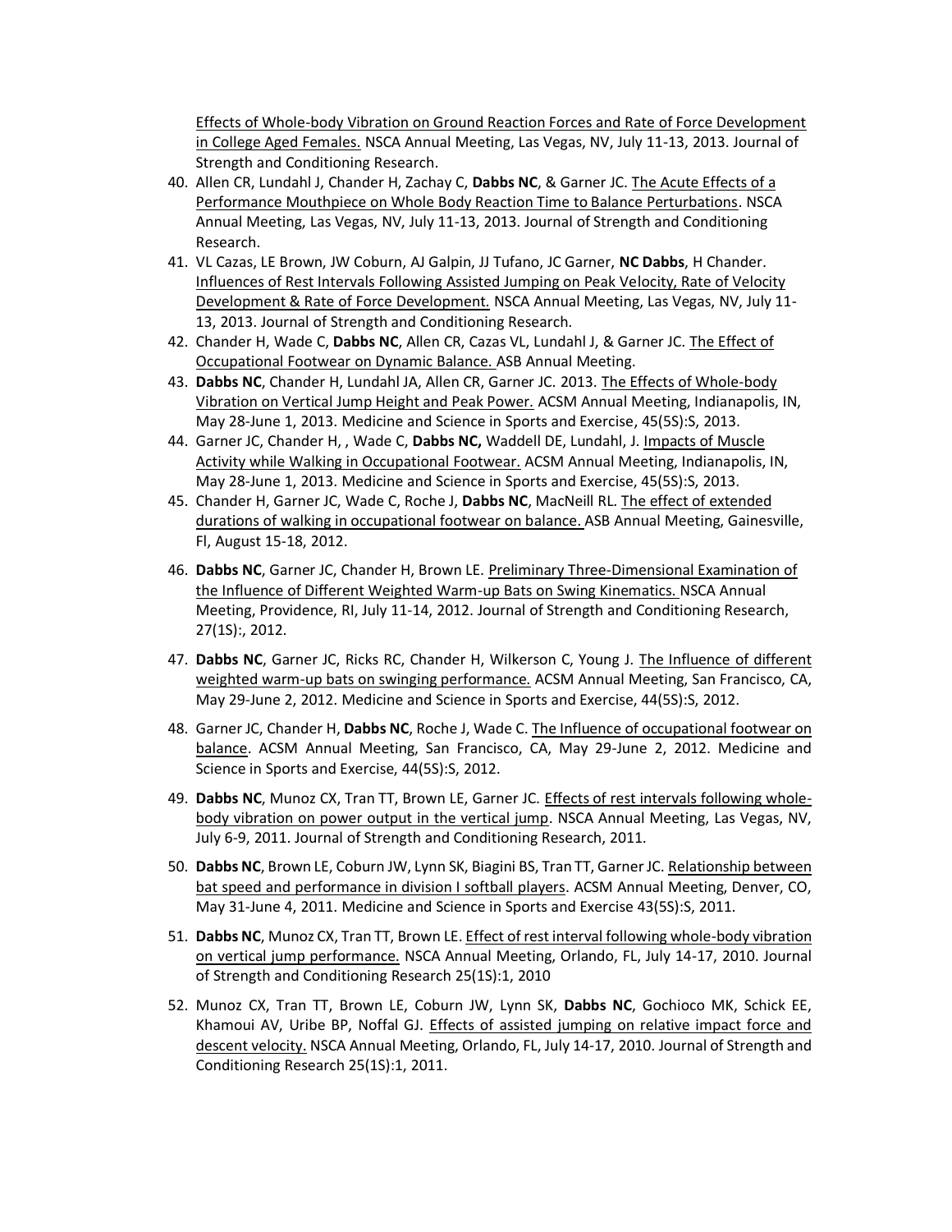Effects of Whole-body Vibration on Ground Reaction Forces and Rate of Force Development in College Aged Females. NSCA Annual Meeting, Las Vegas, NV, July 11-13, 2013. Journal of Strength and Conditioning Research.

40. Allen CR, Lundahl J, Chander H, Zachay C, **Dabbs NC**, & Garner JC. The Acute Effects of a Performance Mouthpiece on Whole Body Reaction Time to Balance Perturbations. NSCA Annual Meeting, Las Vegas, NV, July 11-13, 2013. Journal of Strength and Conditioning Research.
41. VL Cazas, LE Brown, JW Coburn, AJ Galpin, JJ Tufano, JC Garner, **NC Dabbs**, H Chander. Influences of Rest Intervals Following Assisted Jumping on Peak Velocity, Rate of Velocity Development & Rate of Force Development. NSCA Annual Meeting, Las Vegas, NV, July 11-13, 2013. Journal of Strength and Conditioning Research.
42. Chander H, Wade C, **Dabbs NC**, Allen CR, Cazas VL, Lundahl J, & Garner JC. The Effect of Occupational Footwear on Dynamic Balance. ASB Annual Meeting.
43. **Dabbs NC**, Chander H, Lundahl JA, Allen CR, Garner JC. 2013. The Effects of Whole-body Vibration on Vertical Jump Height and Peak Power. ACSM Annual Meeting, Indianapolis, IN, May 28-June 1, 2013. Medicine and Science in Sports and Exercise, 45(5S):S, 2013.
44. Garner JC, Chander H, , Wade C, **Dabbs NC,** Waddell DE, Lundahl, J. Impacts of Muscle Activity while Walking in Occupational Footwear. ACSM Annual Meeting, Indianapolis, IN, May 28-June 1, 2013. Medicine and Science in Sports and Exercise, 45(5S):S, 2013.
45. Chander H, Garner JC, Wade C, Roche J, **Dabbs NC**, MacNeill RL. The effect of extended durations of walking in occupational footwear on balance. ASB Annual Meeting, Gainesville, Fl, August 15-18, 2012.
46. **Dabbs NC**, Garner JC, Chander H, Brown LE. Preliminary Three-Dimensional Examination of the Influence of Different Weighted Warm-up Bats on Swing Kinematics. NSCA Annual Meeting, Providence, RI, July 11-14, 2012. Journal of Strength and Conditioning Research, 27(1S):, 2012.
47. **Dabbs NC**, Garner JC, Ricks RC, Chander H, Wilkerson C, Young J. The Influence of different weighted warm-up bats on swinging performance. ACSM Annual Meeting, San Francisco, CA, May 29-June 2, 2012. Medicine and Science in Sports and Exercise, 44(5S):S, 2012.
48. Garner JC, Chander H, **Dabbs NC**, Roche J, Wade C. The Influence of occupational footwear on balance. ACSM Annual Meeting, San Francisco, CA, May 29-June 2, 2012. Medicine and Science in Sports and Exercise, 44(5S):S, 2012.
49. **Dabbs NC**, Munoz CX, Tran TT, Brown LE, Garner JC. Effects of rest intervals following whole-body vibration on power output in the vertical jump. NSCA Annual Meeting, Las Vegas, NV, July 6-9, 2011. Journal of Strength and Conditioning Research, 2011.
50. **Dabbs NC**, Brown LE, Coburn JW, Lynn SK, Biagini BS, Tran TT, Garner JC. Relationship between bat speed and performance in division I softball players. ACSM Annual Meeting, Denver, CO, May 31-June 4, 2011. Medicine and Science in Sports and Exercise 43(5S):S, 2011.
51. **Dabbs NC**, Munoz CX, Tran TT, Brown LE. Effect of rest interval following whole-body vibration on vertical jump performance. NSCA Annual Meeting, Orlando, FL, July 14-17, 2010. Journal of Strength and Conditioning Research 25(1S):1, 2010
52. Munoz CX, Tran TT, Brown LE, Coburn JW, Lynn SK, **Dabbs NC**, Gochioco MK, Schick EE, Khamoui AV, Uribe BP, Noffal GJ. Effects of assisted jumping on relative impact force and descent velocity. NSCA Annual Meeting, Orlando, FL, July 14-17, 2010. Journal of Strength and Conditioning Research 25(1S):1, 2011.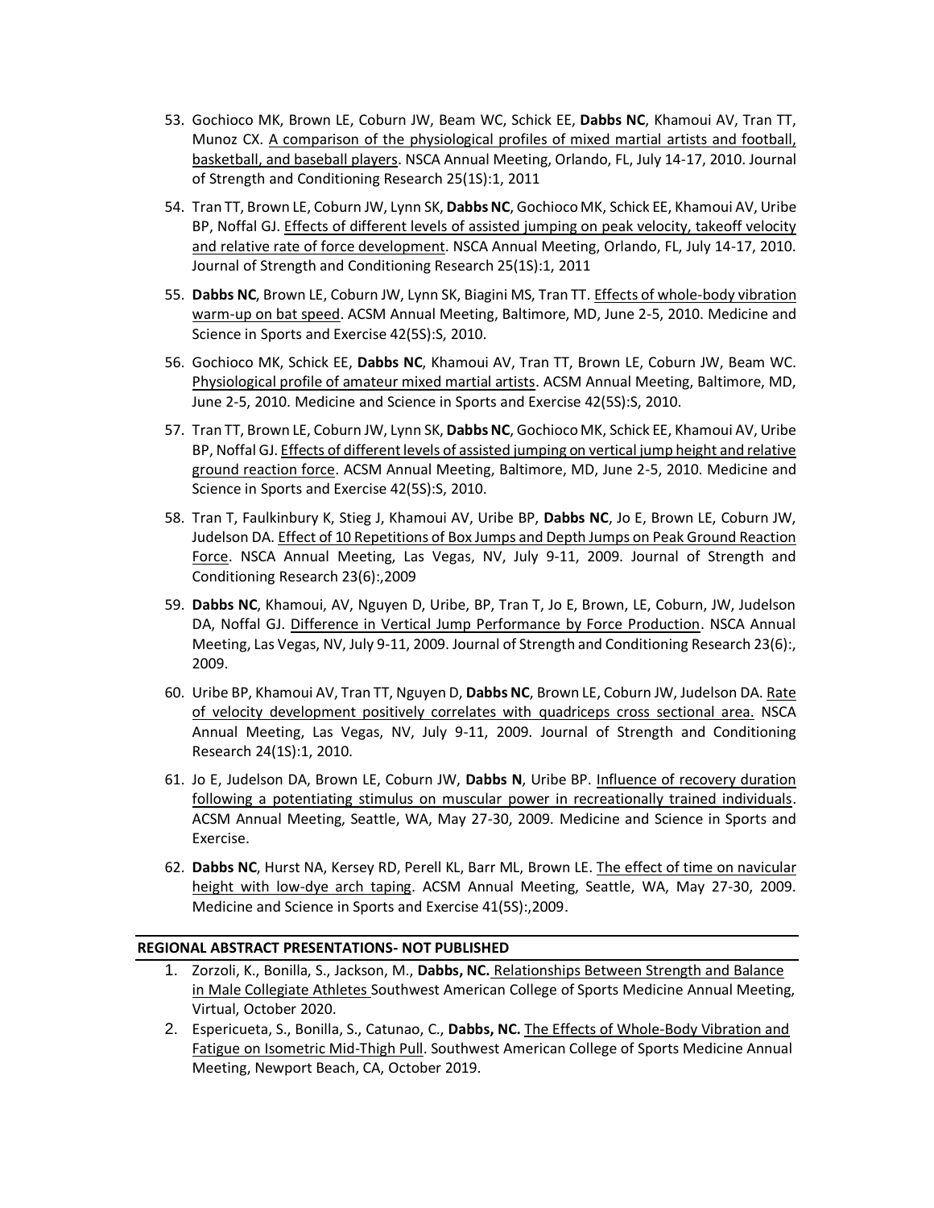53. Gochioco MK, Brown LE, Coburn JW, Beam WC, Schick EE, **Dabbs NC**, Khamoui AV, Tran TT, Munoz CX. A comparison of the physiological profiles of mixed martial artists and football, basketball, and baseball players. NSCA Annual Meeting, Orlando, FL, July 14-17, 2010. Journal of Strength and Conditioning Research 25(1S):1, 2011

54. Tran TT, Brown LE, Coburn JW, Lynn SK, **Dabbs NC**, Gochioco MK, Schick EE, Khamoui AV, Uribe BP, Noffal GJ. Effects of different levels of assisted jumping on peak velocity, takeoff velocity and relative rate of force development. NSCA Annual Meeting, Orlando, FL, July 14-17, 2010. Journal of Strength and Conditioning Research 25(1S):1, 2011

55. **Dabbs NC**, Brown LE, Coburn JW, Lynn SK, Biagini MS, Tran TT. Effects of whole-body vibration warm-up on bat speed. ACSM Annual Meeting, Baltimore, MD, June 2-5, 2010. Medicine and Science in Sports and Exercise 42(5S):S, 2010.

56. Gochioco MK, Schick EE, **Dabbs NC**, Khamoui AV, Tran TT, Brown LE, Coburn JW, Beam WC. Physiological profile of amateur mixed martial artists. ACSM Annual Meeting, Baltimore, MD, June 2-5, 2010. Medicine and Science in Sports and Exercise 42(5S):S, 2010.

57. Tran TT, Brown LE, Coburn JW, Lynn SK, **Dabbs NC**, Gochioco MK, Schick EE, Khamoui AV, Uribe BP, Noffal GJ. Effects of different levels of assisted jumping on vertical jump height and relative ground reaction force. ACSM Annual Meeting, Baltimore, MD, June 2-5, 2010. Medicine and Science in Sports and Exercise 42(5S):S, 2010.

58. Tran T, Faulkinbury K, Stieg J, Khamoui AV, Uribe BP, **Dabbs NC**, Jo E, Brown LE, Coburn JW, Judelson DA. Effect of 10 Repetitions of Box Jumps and Depth Jumps on Peak Ground Reaction Force. NSCA Annual Meeting, Las Vegas, NV, July 9-11, 2009. Journal of Strength and Conditioning Research 23(6):,2009

59. **Dabbs NC**, Khamoui, AV, Nguyen D, Uribe, BP, Tran T, Jo E, Brown, LE, Coburn, JW, Judelson DA, Noffal GJ. Difference in Vertical Jump Performance by Force Production. NSCA Annual Meeting, Las Vegas, NV, July 9-11, 2009. Journal of Strength and Conditioning Research 23(6):, 2009.

60. Uribe BP, Khamoui AV, Tran TT, Nguyen D, **Dabbs NC**, Brown LE, Coburn JW, Judelson DA. Rate of velocity development positively correlates with quadriceps cross sectional area. NSCA Annual Meeting, Las Vegas, NV, July 9-11, 2009. Journal of Strength and Conditioning Research 24(1S):1, 2010.

61. Jo E, Judelson DA, Brown LE, Coburn JW, **Dabbs N**, Uribe BP. Influence of recovery duration following a potentiating stimulus on muscular power in recreationally trained individuals. ACSM Annual Meeting, Seattle, WA, May 27-30, 2009. Medicine and Science in Sports and Exercise.

62. **Dabbs NC**, Hurst NA, Kersey RD, Perell KL, Barr ML, Brown LE. The effect of time on navicular height with low-dye arch taping. ACSM Annual Meeting, Seattle, WA, May 27-30, 2009. Medicine and Science in Sports and Exercise 41(5S):,2009.

**REGIONAL ABSTRACT PRESENTATIONS- NOT PUBLISHED**

1. Zorzoli, K., Bonilla, S., Jackson, M., **Dabbs, NC.** Relationships Between Strength and Balance in Male Collegiate Athletes Southwest American College of Sports Medicine Annual Meeting, Virtual, October 2020.
2. Espericueta, S., Bonilla, S., Catunao, C., **Dabbs, NC.** The Effects of Whole-Body Vibration and Fatigue on Isometric Mid-Thigh Pull. Southwest American College of Sports Medicine Annual Meeting, Newport Beach, CA, October 2019.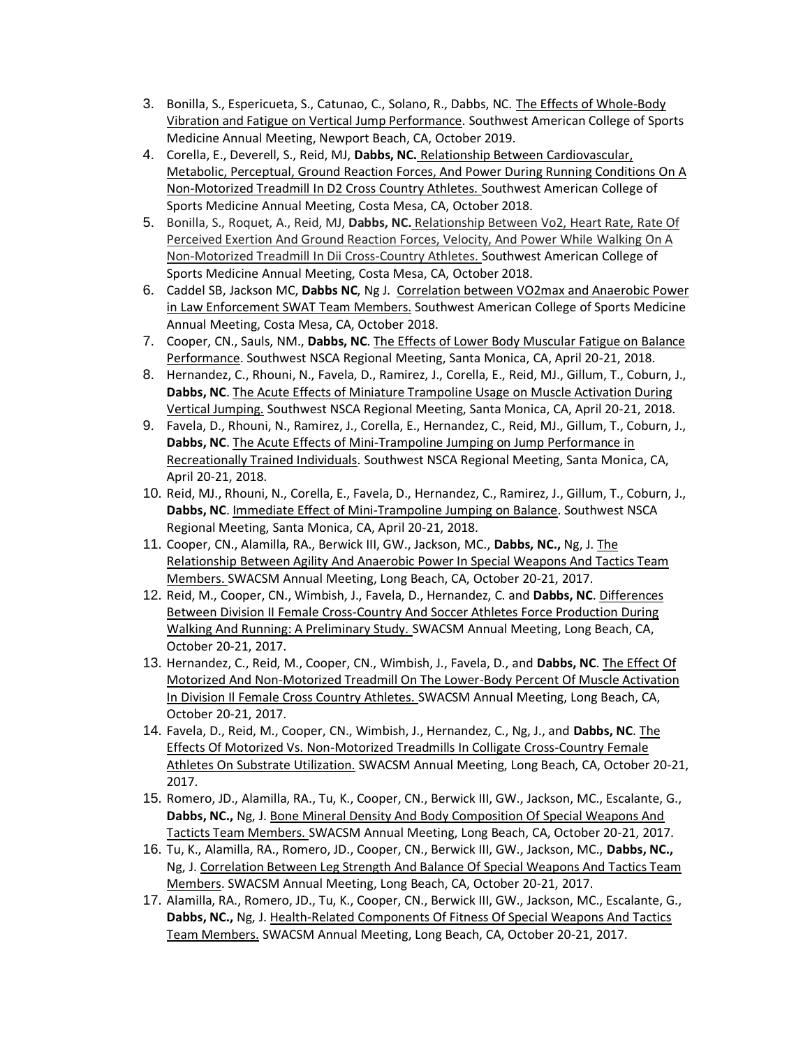3. Bonilla, S., Espericueta, S., Catunao, C., Solano, R., Dabbs, NC. <u>The Effects of Whole-Body Vibration and Fatigue on Vertical Jump Performance</u>. Southwest American College of Sports Medicine Annual Meeting, Newport Beach, CA, October 2019.
4. Corella, E., Deverell, S., Reid, MJ, **Dabbs, NC.** <u>Relationship Between Cardiovascular, Metabolic, Perceptual, Ground Reaction Forces, And Power During Running Conditions On A Non-Motorized Treadmill In D2 Cross Country Athletes.</u> Southwest American College of Sports Medicine Annual Meeting, Costa Mesa, CA, October 2018.
5. Bonilla, S., Roquet, A., Reid, MJ, **Dabbs, NC.** <u>Relationship Between Vo2, Heart Rate, Rate Of Perceived Exertion And Ground Reaction Forces, Velocity, And Power While Walking On A Non-Motorized Treadmill In Dii Cross-Country Athletes.</u> Southwest American College of Sports Medicine Annual Meeting, Costa Mesa, CA, October 2018.
6. Caddel SB, Jackson MC, **Dabbs NC**, Ng J. <u>Correlation between VO2max and Anaerobic Power in Law Enforcement SWAT Team Members.</u> Southwest American College of Sports Medicine Annual Meeting, Costa Mesa, CA, October 2018.
7. Cooper, CN., Sauls, NM., **Dabbs, NC**. <u>The Effects of Lower Body Muscular Fatigue on Balance Performance</u>. Southwest NSCA Regional Meeting, Santa Monica, CA, April 20-21, 2018.
8. Hernandez, C., Rhouni, N., Favela, D., Ramirez, J., Corella, E., Reid, MJ., Gillum, T., Coburn, J., **Dabbs, NC**. <u>The Acute Effects of Miniature Trampoline Usage on Muscle Activation During Vertical Jumping.</u> Southwest NSCA Regional Meeting, Santa Monica, CA, April 20-21, 2018.
9. Favela, D., Rhouni, N., Ramirez, J., Corella, E., Hernandez, C., Reid, MJ., Gillum, T., Coburn, J., **Dabbs, NC**. <u>The Acute Effects of Mini-Trampoline Jumping on Jump Performance in Recreationally Trained Individuals</u>. Southwest NSCA Regional Meeting, Santa Monica, CA, April 20-21, 2018.
10. Reid, MJ., Rhouni, N., Corella, E., Favela, D., Hernandez, C., Ramirez, J., Gillum, T., Coburn, J., **Dabbs, NC**. <u>Immediate Effect of Mini-Trampoline Jumping on Balance</u>. Southwest NSCA Regional Meeting, Santa Monica, CA, April 20-21, 2018.
11. Cooper, CN., Alamilla, RA., Berwick III, GW., Jackson, MC., **Dabbs, NC.,** Ng, J. <u>The Relationship Between Agility And Anaerobic Power In Special Weapons And Tactics Team Members.</u> SWACSM Annual Meeting, Long Beach, CA, October 20-21, 2017.
12. Reid, M., Cooper, CN., Wimbish, J., Favela, D., Hernandez, C. and **Dabbs, NC**. <u>Differences Between Division II Female Cross-Country And Soccer Athletes Force Production During Walking And Running: A Preliminary Study.</u> SWACSM Annual Meeting, Long Beach, CA, October 20-21, 2017.
13. Hernandez, C., Reid, M., Cooper, CN., Wimbish, J., Favela, D., and **Dabbs, NC**. <u>The Effect Of Motorized And Non-Motorized Treadmill On The Lower-Body Percent Of Muscle Activation In Division Il Female Cross Country Athletes.</u> SWACSM Annual Meeting, Long Beach, CA, October 20-21, 2017.
14. Favela, D., Reid, M., Cooper, CN., Wimbish, J., Hernandez, C., Ng, J., and **Dabbs, NC**. <u>The Effects Of Motorized Vs. Non-Motorized Treadmills In Colligate Cross-Country Female Athletes On Substrate Utilization.</u> SWACSM Annual Meeting, Long Beach, CA, October 20-21, 2017.
15. Romero, JD., Alamilla, RA., Tu, K., Cooper, CN., Berwick III, GW., Jackson, MC., Escalante, G., **Dabbs, NC.,** Ng, J. <u>Bone Mineral Density And Body Composition Of Special Weapons And Tacticts Team Members.</u> SWACSM Annual Meeting, Long Beach, CA, October 20-21, 2017.
16. Tu, K., Alamilla, RA., Romero, JD., Cooper, CN., Berwick III, GW., Jackson, MC., **Dabbs, NC.,** Ng, J. <u>Correlation Between Leg Strength And Balance Of Special Weapons And Tactics Team Members</u>. SWACSM Annual Meeting, Long Beach, CA, October 20-21, 2017.
17. Alamilla, RA., Romero, JD., Tu, K., Cooper, CN., Berwick III, GW., Jackson, MC., Escalante, G., **Dabbs, NC.,** Ng, J. <u>Health-Related Components Of Fitness Of Special Weapons And Tactics Team Members.</u> SWACSM Annual Meeting, Long Beach, CA, October 20-21, 2017.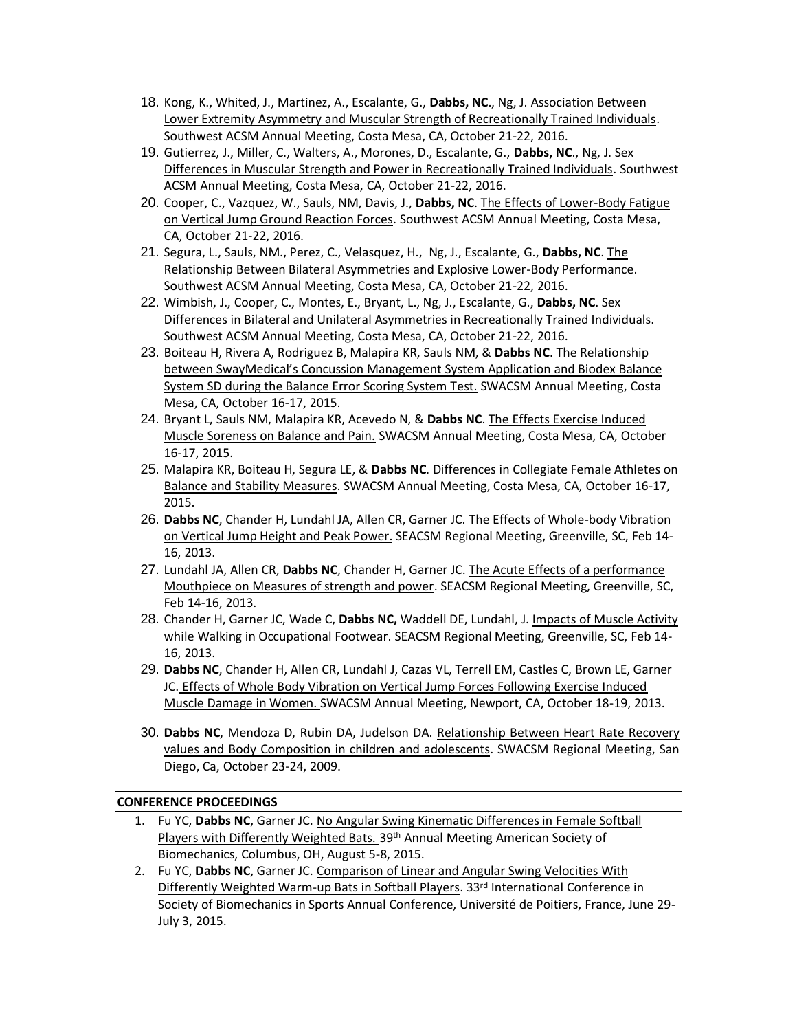18. Kong, K., Whited, J., Martinez, A., Escalante, G., **Dabbs, NC**., Ng, J. Association Between Lower Extremity Asymmetry and Muscular Strength of Recreationally Trained Individuals. Southwest ACSM Annual Meeting, Costa Mesa, CA, October 21-22, 2016.
19. Gutierrez, J., Miller, C., Walters, A., Morones, D., Escalante, G., **Dabbs, NC**., Ng, J. Sex Differences in Muscular Strength and Power in Recreationally Trained Individuals. Southwest ACSM Annual Meeting, Costa Mesa, CA, October 21-22, 2016.
20. Cooper, C., Vazquez, W., Sauls, NM, Davis, J., **Dabbs, NC**. The Effects of Lower-Body Fatigue on Vertical Jump Ground Reaction Forces. Southwest ACSM Annual Meeting, Costa Mesa, CA, October 21-22, 2016.
21. Segura, L., Sauls, NM., Perez, C., Velasquez, H., Ng, J., Escalante, G., **Dabbs, NC**. The Relationship Between Bilateral Asymmetries and Explosive Lower-Body Performance. Southwest ACSM Annual Meeting, Costa Mesa, CA, October 21-22, 2016.
22. Wimbish, J., Cooper, C., Montes, E., Bryant, L., Ng, J., Escalante, G., **Dabbs, NC**. Sex Differences in Bilateral and Unilateral Asymmetries in Recreationally Trained Individuals. Southwest ACSM Annual Meeting, Costa Mesa, CA, October 21-22, 2016.
23. Boiteau H, Rivera A, Rodriguez B, Malapira KR, Sauls NM, & **Dabbs NC**. The Relationship between SwayMedical's Concussion Management System Application and Biodex Balance System SD during the Balance Error Scoring System Test. SWACSM Annual Meeting, Costa Mesa, CA, October 16-17, 2015.
24. Bryant L, Sauls NM, Malapira KR, Acevedo N, & **Dabbs NC**. The Effects Exercise Induced Muscle Soreness on Balance and Pain. SWACSM Annual Meeting, Costa Mesa, CA, October 16-17, 2015.
25. Malapira KR, Boiteau H, Segura LE, & **Dabbs NC**. Differences in Collegiate Female Athletes on Balance and Stability Measures. SWACSM Annual Meeting, Costa Mesa, CA, October 16-17, 2015.
26. **Dabbs NC**, Chander H, Lundahl JA, Allen CR, Garner JC. The Effects of Whole-body Vibration on Vertical Jump Height and Peak Power. SEACSM Regional Meeting, Greenville, SC, Feb 14-16, 2013.
27. Lundahl JA, Allen CR, **Dabbs NC**, Chander H, Garner JC. The Acute Effects of a performance Mouthpiece on Measures of strength and power. SEACSM Regional Meeting, Greenville, SC, Feb 14-16, 2013.
28. Chander H, Garner JC, Wade C, **Dabbs NC,** Waddell DE, Lundahl, J. Impacts of Muscle Activity while Walking in Occupational Footwear. SEACSM Regional Meeting, Greenville, SC, Feb 14-16, 2013.
29. **Dabbs NC**, Chander H, Allen CR, Lundahl J, Cazas VL, Terrell EM, Castles C, Brown LE, Garner JC. Effects of Whole Body Vibration on Vertical Jump Forces Following Exercise Induced Muscle Damage in Women. SWACSM Annual Meeting, Newport, CA, October 18-19, 2013.
30. **Dabbs NC**, Mendoza D, Rubin DA, Judelson DA. Relationship Between Heart Rate Recovery values and Body Composition in children and adolescents. SWACSM Regional Meeting, San Diego, Ca, October 23-24, 2009.

## CONFERENCE PROCEEDINGS

1. Fu YC, **Dabbs NC**, Garner JC. No Angular Swing Kinematic Differences in Female Softball Players with Differently Weighted Bats. 39th Annual Meeting American Society of Biomechanics, Columbus, OH, August 5-8, 2015.
2. Fu YC, **Dabbs NC**, Garner JC. Comparison of Linear and Angular Swing Velocities With Differently Weighted Warm-up Bats in Softball Players. 33rd International Conference in Society of Biomechanics in Sports Annual Conference, Université de Poitiers, France, June 29-July 3, 2015.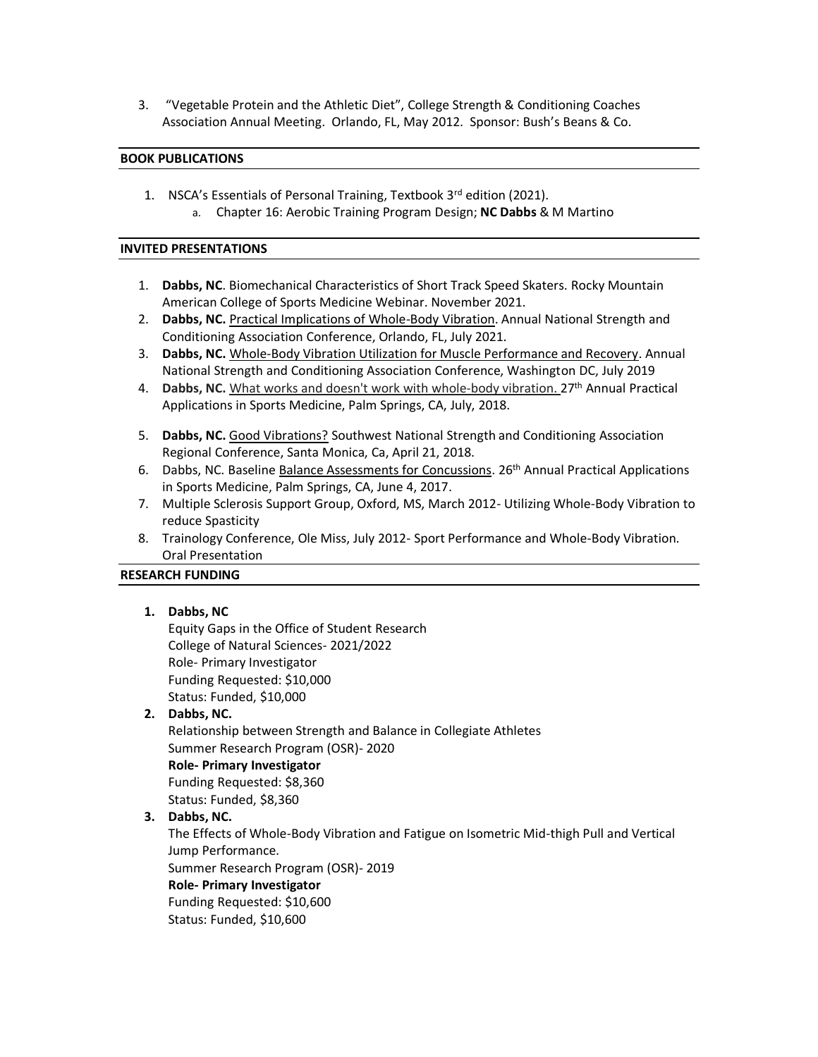3. "Vegetable Protein and the Athletic Diet", College Strength & Conditioning Coaches Association Annual Meeting. Orlando, FL, May 2012. Sponsor: Bush's Beans & Co.

## BOOK PUBLICATIONS

1. NSCA's Essentials of Personal Training, Textbook 3rd edition (2021).
   a. Chapter 16: Aerobic Training Program Design; **NC Dabbs** & M Martino

## INVITED PRESENTATIONS

1. **Dabbs, NC**. Biomechanical Characteristics of Short Track Speed Skaters. Rocky Mountain American College of Sports Medicine Webinar. November 2021.
2. **Dabbs, NC.** Practical Implications of Whole-Body Vibration. Annual National Strength and Conditioning Association Conference, Orlando, FL, July 2021.
3. **Dabbs, NC.** Whole-Body Vibration Utilization for Muscle Performance and Recovery. Annual National Strength and Conditioning Association Conference, Washington DC, July 2019
4. **Dabbs, NC.** What works and doesn't work with whole-body vibration. 27th Annual Practical Applications in Sports Medicine, Palm Springs, CA, July, 2018.
5. **Dabbs, NC.** Good Vibrations? Southwest National Strength and Conditioning Association Regional Conference, Santa Monica, Ca, April 21, 2018.
6. Dabbs, NC. Baseline Balance Assessments for Concussions. 26th Annual Practical Applications in Sports Medicine, Palm Springs, CA, June 4, 2017.
7. Multiple Sclerosis Support Group, Oxford, MS, March 2012- Utilizing Whole-Body Vibration to reduce Spasticity
8. Trainology Conference, Ole Miss, July 2012- Sport Performance and Whole-Body Vibration. Oral Presentation

## RESEARCH FUNDING

1. **Dabbs, NC**
   Equity Gaps in the Office of Student Research
   College of Natural Sciences- 2021/2022
   Role- Primary Investigator
   Funding Requested: $10,000
   Status: Funded, $10,000
2. **Dabbs, NC.**
   Relationship between Strength and Balance in Collegiate Athletes
   Summer Research Program (OSR)- 2020
   **Role- Primary Investigator**
   Funding Requested: $8,360
   Status: Funded, $8,360
3. **Dabbs, NC.**
   The Effects of Whole-Body Vibration and Fatigue on Isometric Mid-thigh Pull and Vertical Jump Performance.
   Summer Research Program (OSR)- 2019
   **Role- Primary Investigator**
   Funding Requested: $10,600
   Status: Funded, $10,600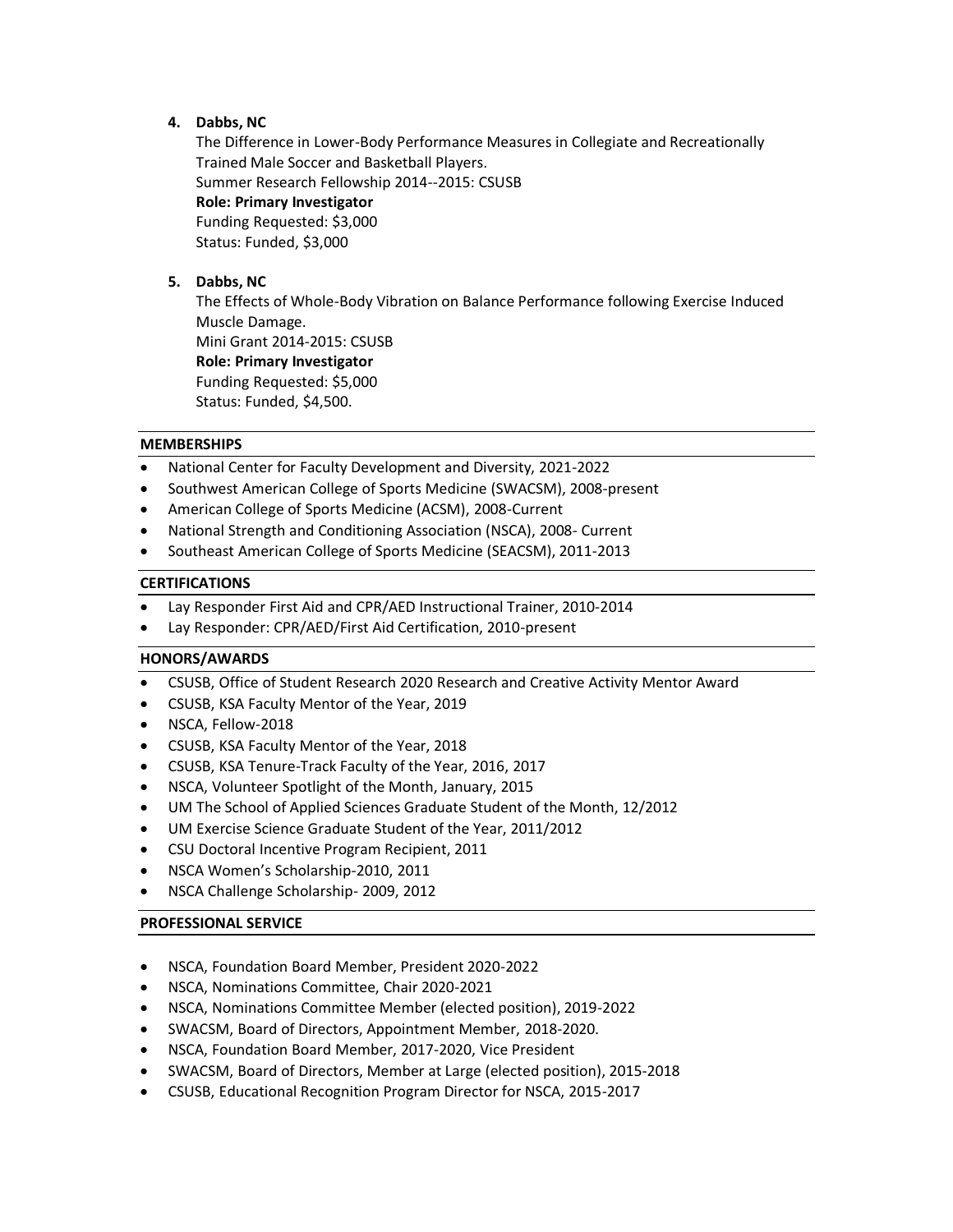4. **Dabbs, NC**
   The Difference in Lower-Body Performance Measures in Collegiate and Recreationally Trained Male Soccer and Basketball Players.
   Summer Research Fellowship 2014--2015: CSUSB
   **Role: Primary Investigator**
   Funding Requested: $3,000
   Status: Funded, $3,000

5. **Dabbs, NC**
   The Effects of Whole-Body Vibration on Balance Performance following Exercise Induced Muscle Damage.
   Mini Grant 2014-2015: CSUSB
   **Role: Primary Investigator**
   Funding Requested: $5,000
   Status: Funded, $4,500.

## MEMBERSHIPS

- National Center for Faculty Development and Diversity, 2021-2022
- Southwest American College of Sports Medicine (SWACSM), 2008-present
- American College of Sports Medicine (ACSM), 2008-Current
- National Strength and Conditioning Association (NSCA), 2008- Current
- Southeast American College of Sports Medicine (SEACSM), 2011-2013

## CERTIFICATIONS

- Lay Responder First Aid and CPR/AED Instructional Trainer, 2010-2014
- Lay Responder: CPR/AED/First Aid Certification, 2010-present

## HONORS/AWARDS

- CSUSB, Office of Student Research 2020 Research and Creative Activity Mentor Award
- CSUSB, KSA Faculty Mentor of the Year, 2019
- NSCA, Fellow-2018
- CSUSB, KSA Faculty Mentor of the Year, 2018
- CSUSB, KSA Tenure-Track Faculty of the Year, 2016, 2017
- NSCA, Volunteer Spotlight of the Month, January, 2015
- UM The School of Applied Sciences Graduate Student of the Month, 12/2012
- UM Exercise Science Graduate Student of the Year, 2011/2012
- CSU Doctoral Incentive Program Recipient, 2011
- NSCA Women's Scholarship-2010, 2011
- NSCA Challenge Scholarship- 2009, 2012

## PROFESSIONAL SERVICE

- NSCA, Foundation Board Member, President 2020-2022
- NSCA, Nominations Committee, Chair 2020-2021
- NSCA, Nominations Committee Member (elected position), 2019-2022
- SWACSM, Board of Directors, Appointment Member, 2018-2020.
- NSCA, Foundation Board Member, 2017-2020, Vice President
- SWACSM, Board of Directors, Member at Large (elected position), 2015-2018
- CSUSB, Educational Recognition Program Director for NSCA, 2015-2017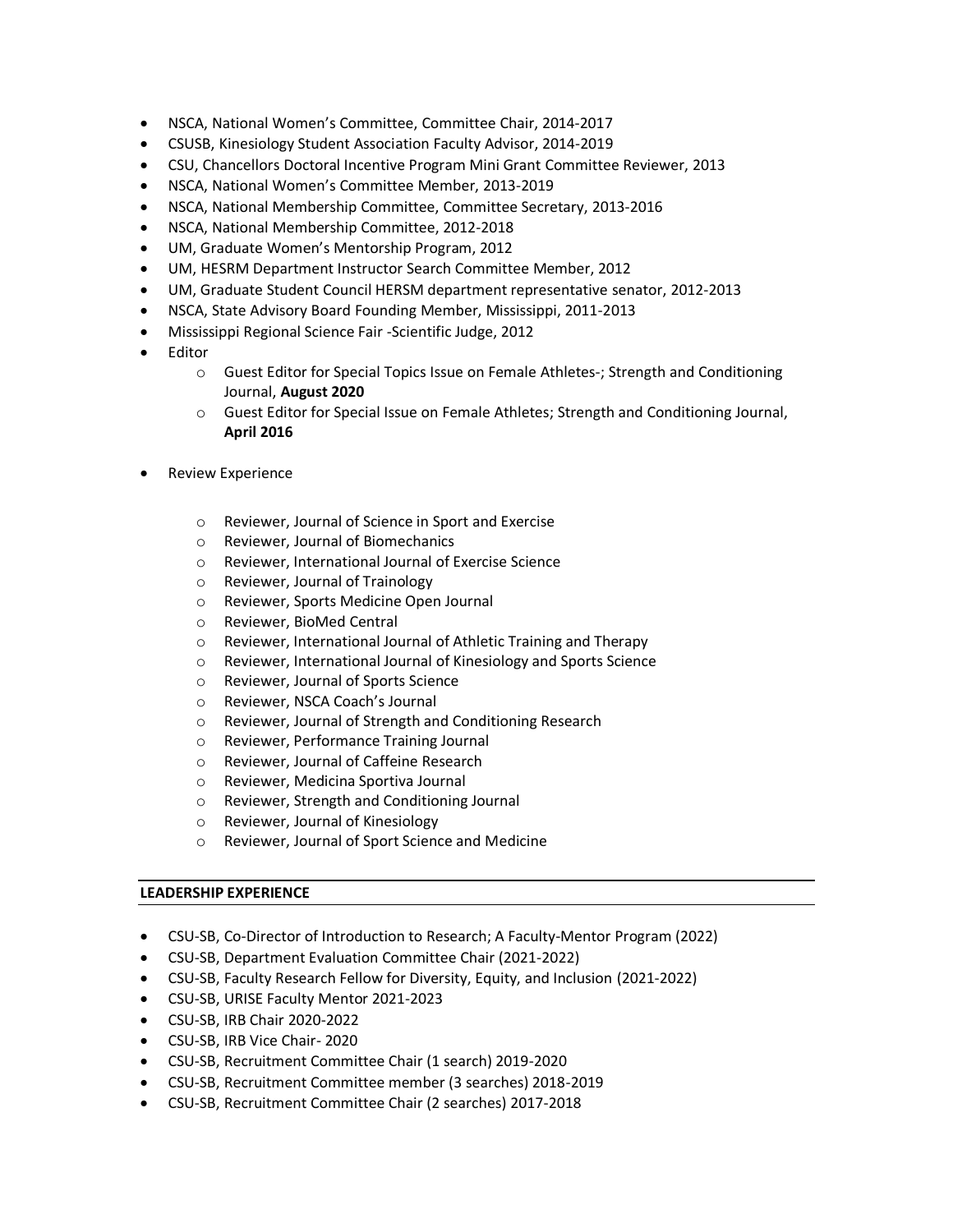- NSCA, National Women's Committee, Committee Chair, 2014-2017
- CSUSB, Kinesiology Student Association Faculty Advisor, 2014-2019
- CSU, Chancellors Doctoral Incentive Program Mini Grant Committee Reviewer, 2013
- NSCA, National Women's Committee Member, 2013-2019
- NSCA, National Membership Committee, Committee Secretary, 2013-2016
- NSCA, National Membership Committee, 2012-2018
- UM, Graduate Women's Mentorship Program, 2012
- UM, HESRM Department Instructor Search Committee Member, 2012
- UM, Graduate Student Council HERSM department representative senator, 2012-2013
- NSCA, State Advisory Board Founding Member, Mississippi, 2011-2013
- Mississippi Regional Science Fair -Scientific Judge, 2012
- Editor
  - Guest Editor for Special Topics Issue on Female Athletes-; Strength and Conditioning Journal, **August 2020**
  - Guest Editor for Special Issue on Female Athletes; Strength and Conditioning Journal, **April 2016**
- Review Experience
  - Reviewer, Journal of Science in Sport and Exercise
  - Reviewer, Journal of Biomechanics
  - Reviewer, International Journal of Exercise Science
  - Reviewer, Journal of Trainology
  - Reviewer, Sports Medicine Open Journal
  - Reviewer, BioMed Central
  - Reviewer, International Journal of Athletic Training and Therapy
  - Reviewer, International Journal of Kinesiology and Sports Science
  - Reviewer, Journal of Sports Science
  - Reviewer, NSCA Coach's Journal
  - Reviewer, Journal of Strength and Conditioning Research
  - Reviewer, Performance Training Journal
  - Reviewer, Journal of Caffeine Research
  - Reviewer, Medicina Sportiva Journal
  - Reviewer, Strength and Conditioning Journal
  - Reviewer, Journal of Kinesiology
  - Reviewer, Journal of Sport Science and Medicine

## LEADERSHIP EXPERIENCE

- CSU-SB, Co-Director of Introduction to Research; A Faculty-Mentor Program (2022)
- CSU-SB, Department Evaluation Committee Chair (2021-2022)
- CSU-SB, Faculty Research Fellow for Diversity, Equity, and Inclusion (2021-2022)
- CSU-SB, URISE Faculty Mentor 2021-2023
- CSU-SB, IRB Chair 2020-2022
- CSU-SB, IRB Vice Chair- 2020
- CSU-SB, Recruitment Committee Chair (1 search) 2019-2020
- CSU-SB, Recruitment Committee member (3 searches) 2018-2019
- CSU-SB, Recruitment Committee Chair (2 searches) 2017-2018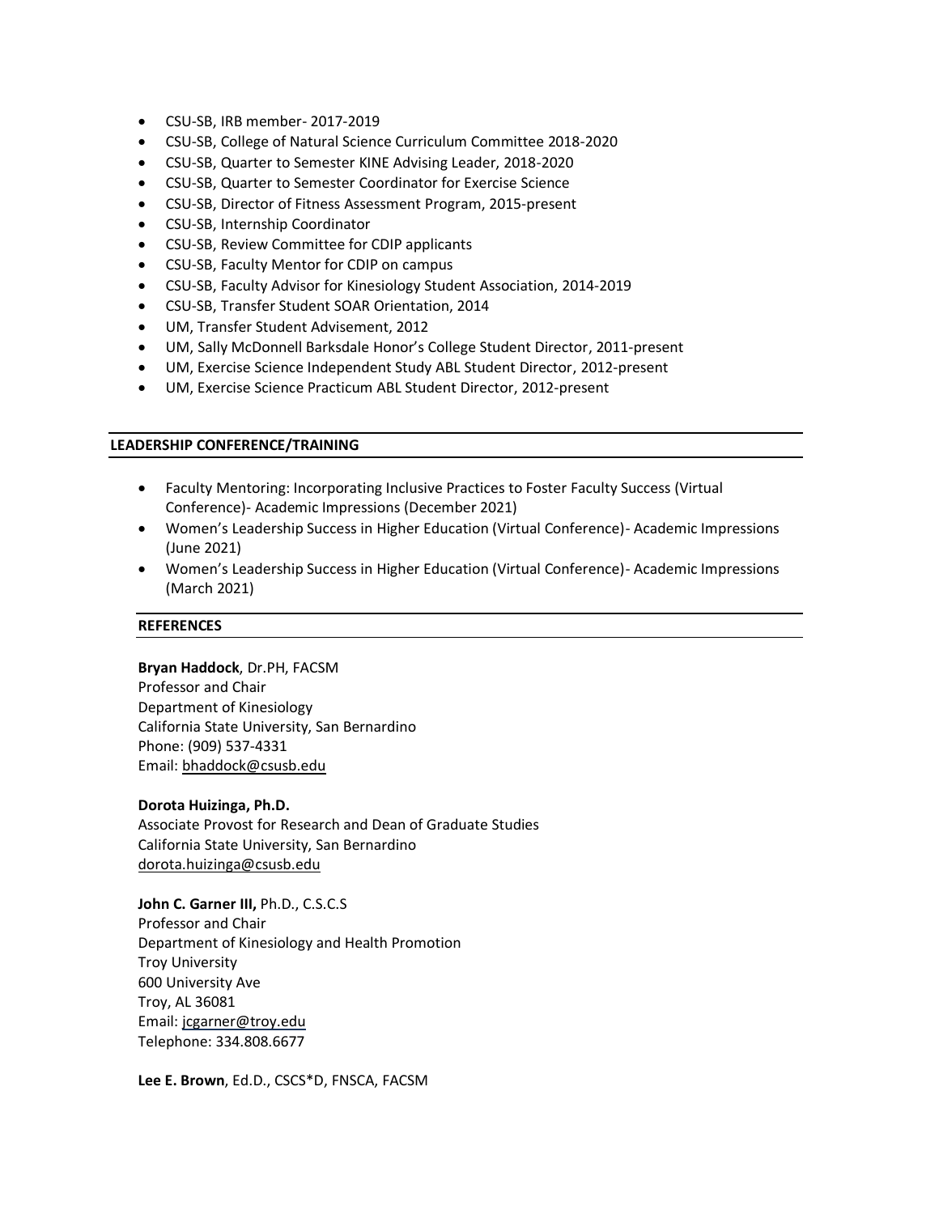- CSU-SB, IRB member- 2017-2019
- CSU-SB, College of Natural Science Curriculum Committee 2018-2020
- CSU-SB, Quarter to Semester KINE Advising Leader, 2018-2020
- CSU-SB, Quarter to Semester Coordinator for Exercise Science
- CSU-SB, Director of Fitness Assessment Program, 2015-present
- CSU-SB, Internship Coordinator
- CSU-SB, Review Committee for CDIP applicants
- CSU-SB, Faculty Mentor for CDIP on campus
- CSU-SB, Faculty Advisor for Kinesiology Student Association, 2014-2019
- CSU-SB, Transfer Student SOAR Orientation, 2014
- UM, Transfer Student Advisement, 2012
- UM, Sally McDonnell Barksdale Honor's College Student Director, 2011-present
- UM, Exercise Science Independent Study ABL Student Director, 2012-present
- UM, Exercise Science Practicum ABL Student Director, 2012-present

## LEADERSHIP CONFERENCE/TRAINING

- Faculty Mentoring: Incorporating Inclusive Practices to Foster Faculty Success (Virtual Conference)- Academic Impressions (December 2021)
- Women's Leadership Success in Higher Education (Virtual Conference)- Academic Impressions (June 2021)
- Women's Leadership Success in Higher Education (Virtual Conference)- Academic Impressions (March 2021)

## REFERENCES

**Bryan Haddock**, Dr.PH, FACSM
Professor and Chair
Department of Kinesiology
California State University, San Bernardino
Phone: (909) 537-4331
Email: bhaddock@csusb.edu

**Dorota Huizinga, Ph.D.**
Associate Provost for Research and Dean of Graduate Studies
California State University, San Bernardino
dorota.huizinga@csusb.edu

**John C. Garner III,** Ph.D., C.S.C.S
Professor and Chair
Department of Kinesiology and Health Promotion
Troy University
600 University Ave
Troy, AL 36081
Email: jcgarner@troy.edu
Telephone: 334.808.6677

**Lee E. Brown**, Ed.D., CSCS*D, FNSCA, FACSM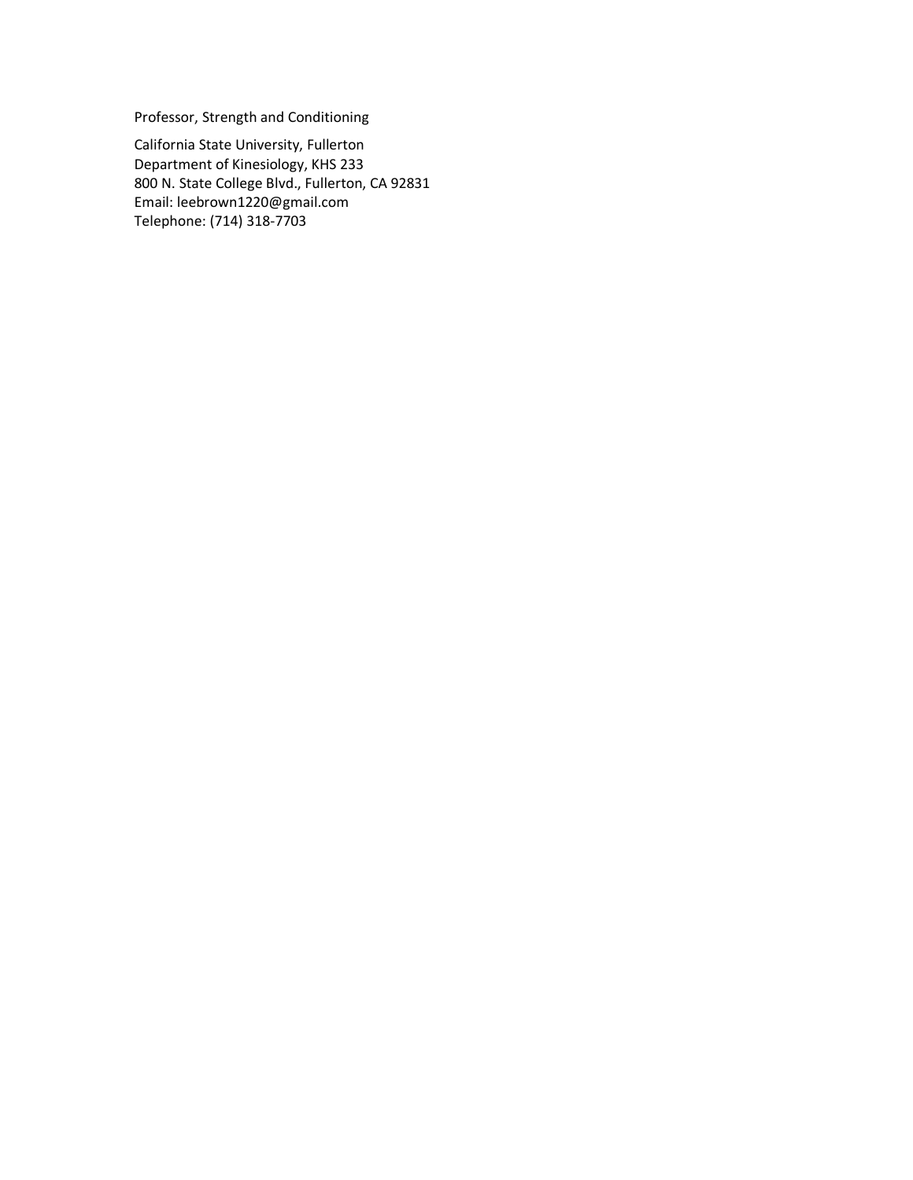Professor, Strength and Conditioning

California State University, Fullerton
Department of Kinesiology, KHS 233
800 N. State College Blvd., Fullerton, CA 92831
Email: leebrown1220@gmail.com
Telephone: (714) 318-7703